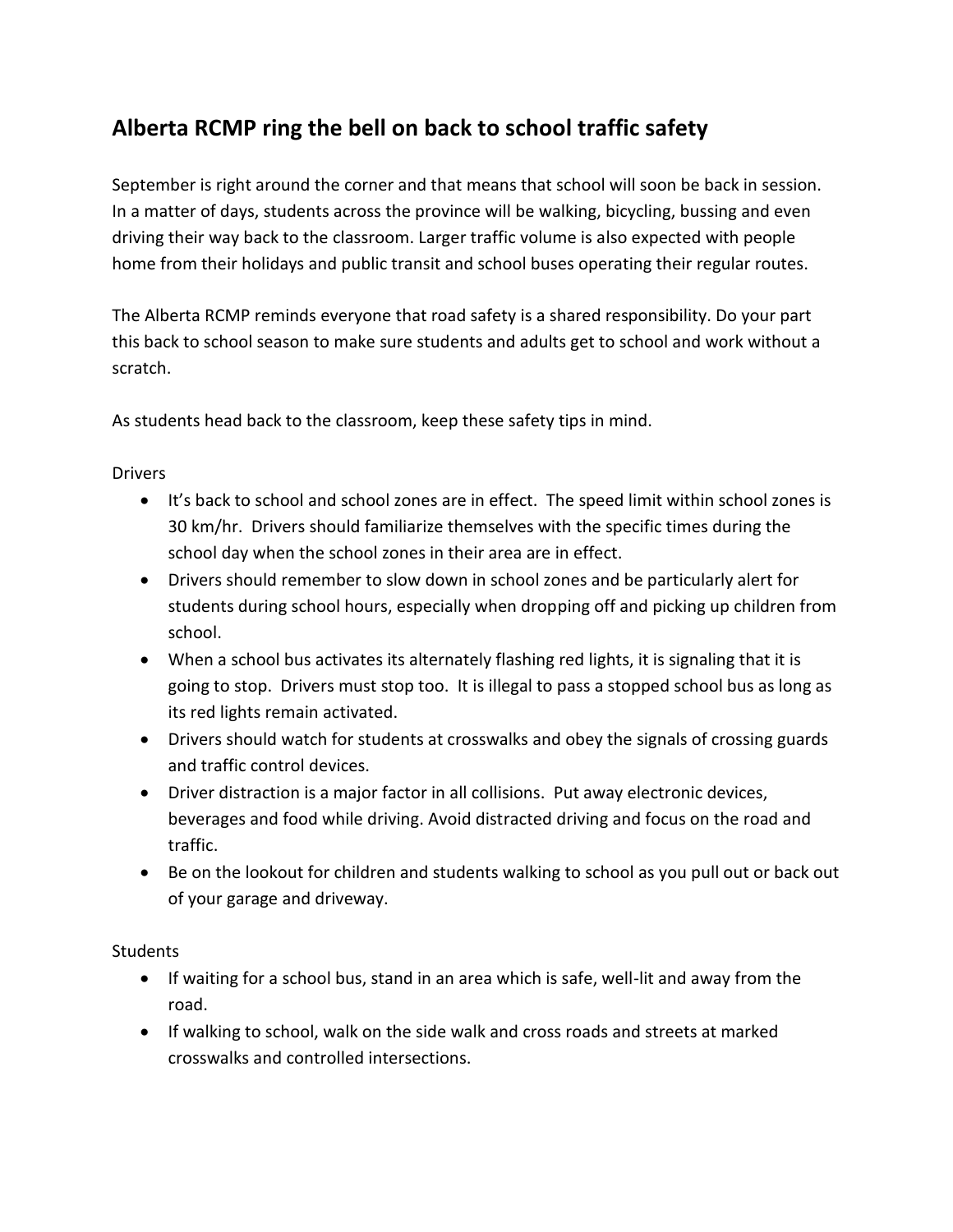## Alberta RCMP ring the bell on back to school traffic safety

September is right around the corner and that means that school will soon be back in session. In a matter of days, students across the province will be walking, bicycling, bussing and even driving their way back to the classroom. Larger traffic volume is also expected with people home from their holidays and public transit and school buses operating their regular routes.

The Alberta RCMP reminds everyone that road safety is a shared responsibility. Do your part this back to school season to make sure students and adults get to school and work without a scratch.

As students head back to the classroom, keep these safety tips in mind.

Drivers

- It's back to school and school zones are in effect. The speed limit within school zones is 30 km/hr. Drivers should familiarize themselves with the specific times during the school day when the school zones in their area are in effect.
- Drivers should remember to slow down in school zones and be particularly alert for students during school hours, especially when dropping off and picking up children from school.
- When a school bus activates its alternately flashing red lights, it is signaling that it is going to stop. Drivers must stop too. It is illegal to pass a stopped school bus as long as its red lights remain activated.
- Drivers should watch for students at crosswalks and obey the signals of crossing guards and traffic control devices.
- Driver distraction is a major factor in all collisions. Put away electronic devices, beverages and food while driving. Avoid distracted driving and focus on the road and traffic.
- Be on the lookout for children and students walking to school as you pull out or back out of your garage and driveway.

Students

- If waiting for a school bus, stand in an area which is safe, well-lit and away from the road.
- If walking to school, walk on the side walk and cross roads and streets at marked crosswalks and controlled intersections.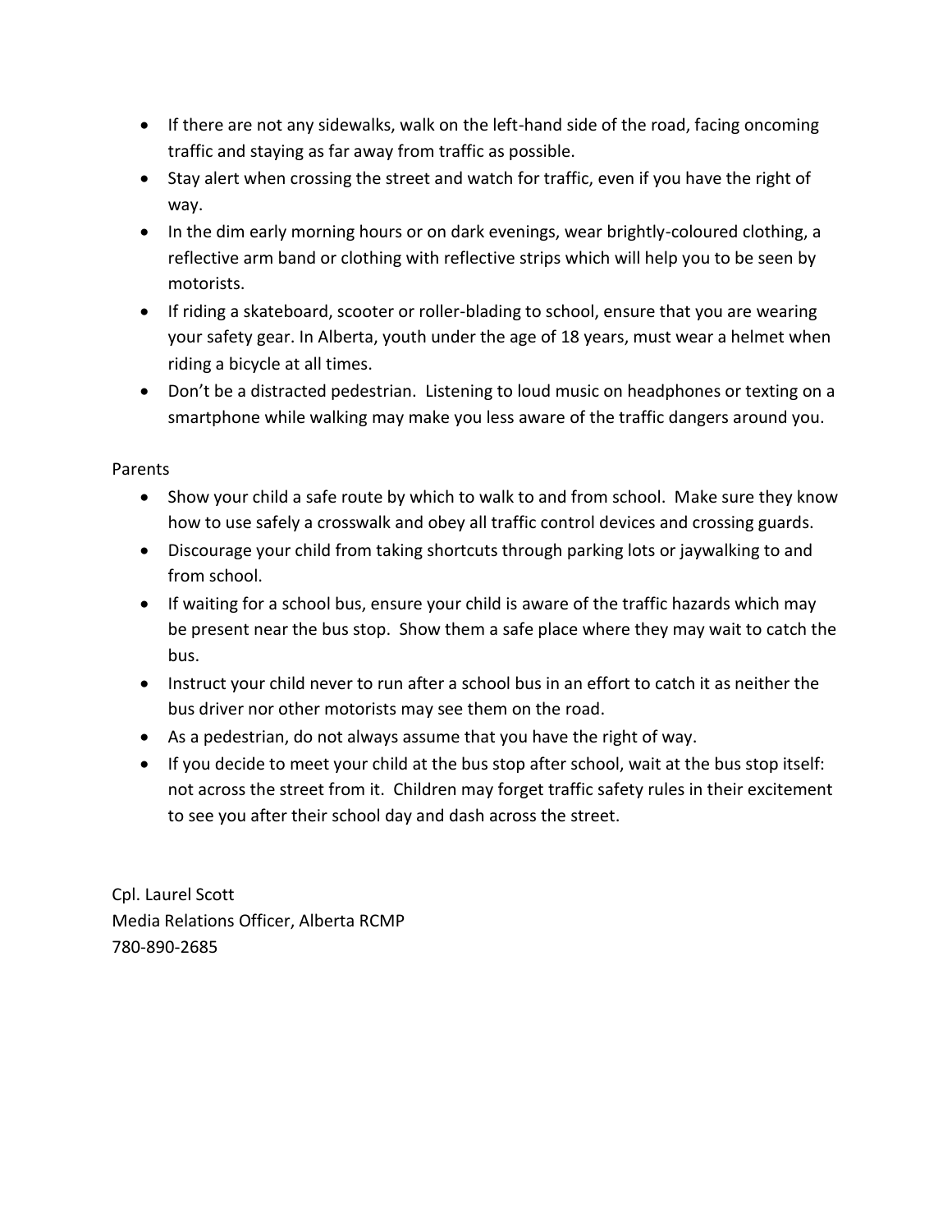- If there are not any sidewalks, walk on the left-hand side of the road, facing oncoming traffic and staying as far away from traffic as possible.
- Stay alert when crossing the street and watch for traffic, even if you have the right of way.
- In the dim early morning hours or on dark evenings, wear brightly-coloured clothing, a reflective arm band or clothing with reflective strips which will help you to be seen by motorists.
- If riding a skateboard, scooter or roller-blading to school, ensure that you are wearing your safety gear. In Alberta, youth under the age of 18 years, must wear a helmet when riding a bicycle at all times.
- Don't be a distracted pedestrian. Listening to loud music on headphones or texting on a smartphone while walking may make you less aware of the traffic dangers around you.

Parents

- Show your child a safe route by which to walk to and from school. Make sure they know how to use safely a crosswalk and obey all traffic control devices and crossing guards.
- Discourage your child from taking shortcuts through parking lots or jaywalking to and from school.
- If waiting for a school bus, ensure your child is aware of the traffic hazards which may be present near the bus stop. Show them a safe place where they may wait to catch the bus.
- Instruct your child never to run after a school bus in an effort to catch it as neither the bus driver nor other motorists may see them on the road.
- As a pedestrian, do not always assume that you have the right of way.
- If you decide to meet your child at the bus stop after school, wait at the bus stop itself: not across the street from it. Children may forget traffic safety rules in their excitement to see you after their school day and dash across the street.

Cpl. Laurel Scott
Media Relations Officer, Alberta RCMP
780-890-2685